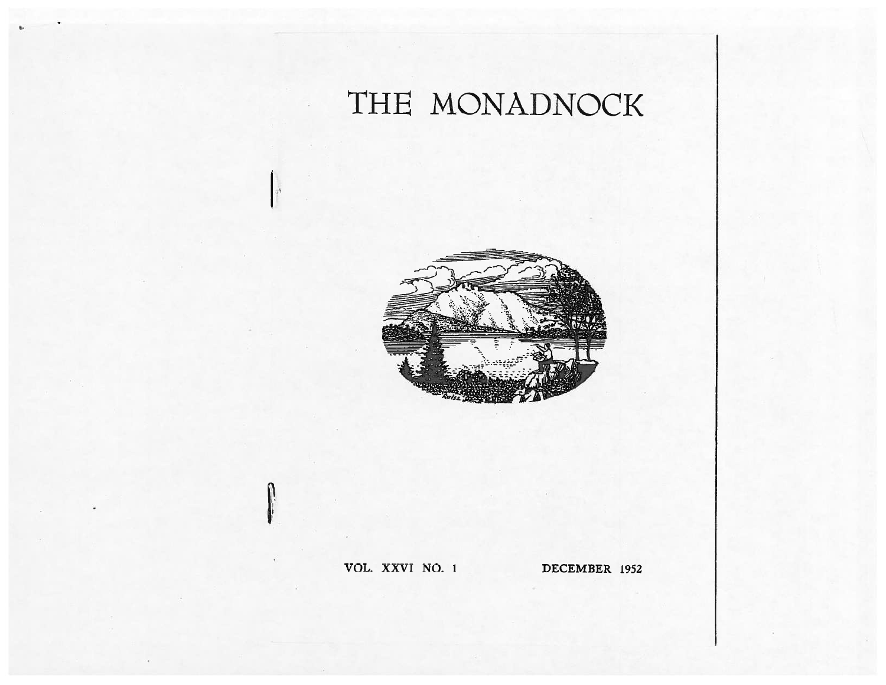# THE MONADNOCK

VOL. XXVI NO. 1 DECEMBER 1952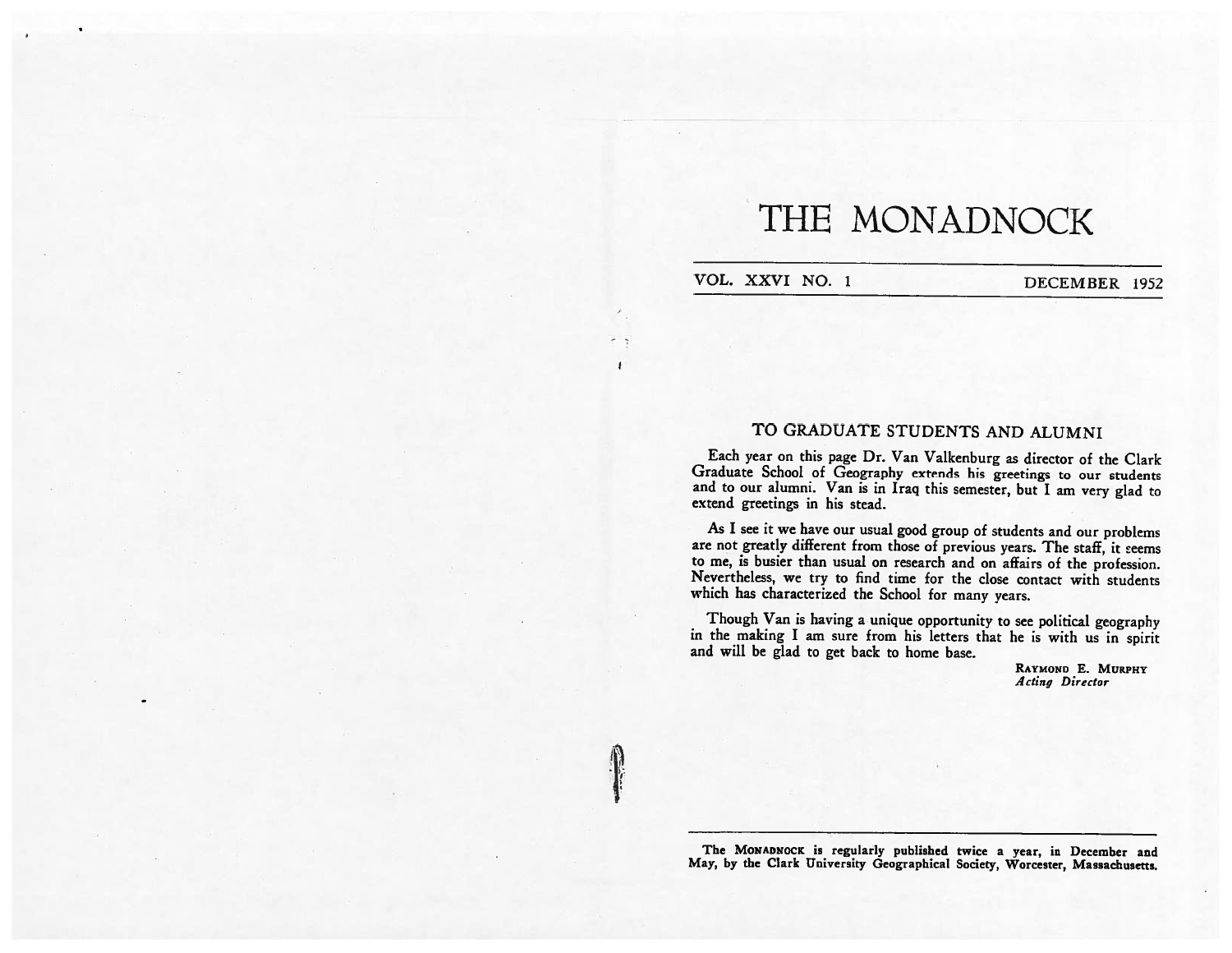# THE MONADNOCK

VOL. XXVI NO. 1 — DECEMBER 1952

## TO GRADUATE STUDENTS AND ALUMNI

Each year on this page Dr. Van Valkenburg as director of the Clark Graduate School of Geography extends his greetings to our students and to our alumni. Van is in Iraq this semester, but I am very glad to extend greetings in his stead.

As I see it we have our usual good group of students and our problems are not greatly different from those of previous years. The staff, it seems to me, is busier than usual on research and on affairs of the profession. Nevertheless, we try to find time for the close contact with students which has characterized the School for many years.

Though Van is having a unique opportunity to see political geography in the making I am sure from his letters that he is with us in spirit and will be glad to get back to home base.

RAYMOND E. MURPHY
*Acting Director*

---

The MONADNOCK is regularly published twice a year, in December and May, by the Clark University Geographical Society, Worcester, Massachusetts.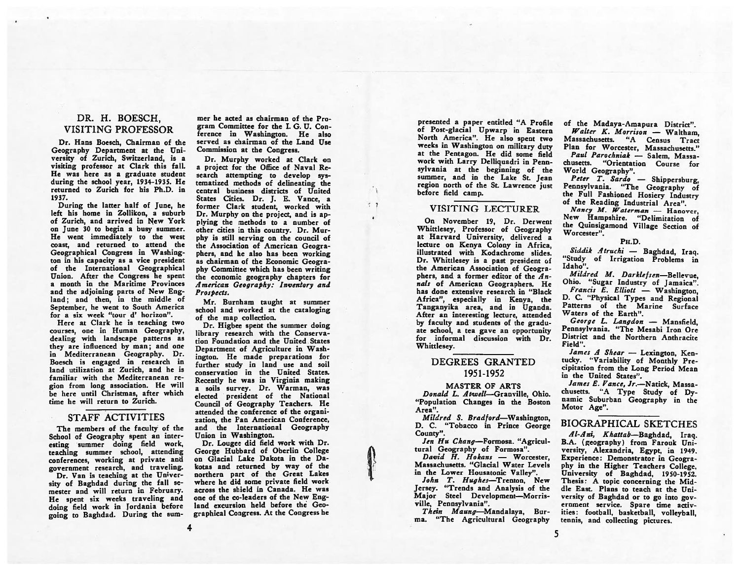## DR. H. BOESCH, VISITING PROFESSOR

Dr. Hans Boesch, Chairman of the Geography Department at the University of Zurich, Switzerland, is a visiting professor at Clark this fall. He was here as a graduate student during the school year, 1934-1935. He returned to Zurich for his Ph.D. in 1937.

During the latter half of June, he left his home in Zollikon, a suburb of Zurich, and arrived in New York on June 30 to begin a busy summer. He went immediately to the west coast, and returned to attend the Geographical Congress in Washington in his capacity as a vice president of the International Geographical Union. After the Congress he spent a month in the Maritime Provinces and the adjoining parts of New England; and then, in the middle of September, he went to South America for a six week "tour d' horizon".

Here at Clark he is teaching two courses, one in Human Geography, dealing with landscape patterns as they are influenced by man; and one in Mediterranean Geography. Dr. Boesch is engaged in research in land utilization at Zurich, and he is familiar with the Mediterranean region from long association. He will be here until Christmas, after which time he will return to Zurich.

## STAFF ACTIVITIES

The members of the faculty of the School of Geography spent an interesting summer doing field work, teaching summer school, attending conferences, working at private and government research, and traveling.

Dr. Van is teaching at the University of Baghdad during the fall semester and will return in February. He spent six weeks traveling and doing field work in Jordania before going to Baghdad. During the summer he acted as chairman of the Program Committee for the I. G. U. Conference in Washington. He also served as chairman of the Land Use Commission at the Congress.

Dr. Murphy worked at Clark on a project for the Office of Naval Research attempting to develop systematized methods of delineating the central business districts of United States Cities. Dr. J. E. Vance, a former Clark student, worked with Dr. Murphy on the project, and is applying the methods to a number of other cities in this country. Dr. Murphy is still serving on the council of the Association of American Geographers, and he also has been working as chairman of the Economic Geography Committee which has been writing the economic geography chapters for *American Geography: Inventory and Prospects.*

Mr. Burnham taught at summer school and worked at the cataloging of the map collection.

Dr. Higbee spent the summer doing library research with the Conservation Foundation and the United States Department of Agriculture in Washington. He made preparations for further study in land use and soil conservation in the United States. Recently he was in Virginia making a soils survey. Dr. Warman, was elected president of the National Council of Geography Teachers. He attended the conference of the organization, the Pan American Conference, and the International Geography Union in Washington.

Dr. Lougee did field work with Dr. George Hubbard of Oberlin College on Glacial Lake Dakota in the Dakotas and returned by way of the northern part of the Great Lakes where he did some private field work across the shield in Canada. He was one of the co-leaders of the New England excursion held before the Geographical Congress. At the Congress he presented a paper entitled "A Profile of Post-glacial Upwarp in Eastern North America". He also spent two weeks in Washington on military duty at the Pentagon. He did some field work with Larry Delliquadri in Pennsylvania at the beginning of the summer, and in the Lake St. Jean region north of the St. Lawrence just before field camp.

## VISITING LECTURER

On November 19, Dr. Derwent Whittlesey, Professor of Geography at Harvard University, delivered a lecture on Kenya Colony in Africa, illustrated with Kodachrome slides. Dr. Whittlesey is a past president of the American Association of Geographers, and a former editor of the *Annals* of American Geographers. He has done extensive research in "Black Africa", especially in Kenya, the Tanganyika area, and in Uganda. After an interesting lecture, attended by faculty and students of the graduate school, a tea gave an opportunity for informal discussion with Dr. Whittlesey.

## DEGREES GRANTED 1951-1952

### MASTER OF ARTS

*Donald L. Atwell*—Granville, Ohio. "Population Changes in the Boston Area".

*Mildred S. Bradford*—Washington, D. C. "Tobacco in Prince George County".

*Jen Hu Chang*—Formosa. "Agricultural Geography of Formosa".

*David H. Hokans* — Worcester, Massachusetts. "Glacial Water Levels in the Lower Housatonic Valley".

*John T. Hughes*—Trenton, New Jersey. "Trends and Analysis of the Major Steel Development—Morrisville, Pennsylvania".

*Thein Maung*—Mandalaya, Burma. "The Agricultural Geography of the Madaya-Amapura District".

*Walter K. Morrison* — Waltham, Massachusetts. "A Census Tract Plan for Worcester, Massachusetts."

*Paul Parochniak* — Salem, Massachusetts. "Orientation Course for World Geography".

*Peter T. Sardo* — Shippersburg, Pennsylvania. "The Geography of the Full Fashioned Hosiery Industry of the Reading Industrial Area".

*Nancy M. Waterman* — Hanover, New Hampshire. "Delimitation of the Quinsigamond Village Section of Worcester".

### PH.D.

*Siddik Atruchi* — Baghdad, Iraq. "Study of Irrigation Problems in Idaho".

*Mildred M. Darklefsen*—Bellevue, Ohio. "Sugar Industry of Jamaica".

*Francis E. Elliott* — Washington, D. C. "Physical Types and Regional Patterns of the Marine Surface Waters of the Earth".

*George L. Langdon* — Mansfield, Pennsylvania. "The Mesabi Iron Ore District and the Northern Anthracite Field".

*James A Shear* — Lexington, Kentucky. "Variability of Monthly Precipitation from the Long Period Mean in the United States".

*James E. Vance, Jr.*—Natick, Massachusetts. "A Type Study of Dynamic Suburban Geography in the Motor Age".

## BIOGRAPHICAL SKETCHES

*Al-Ani, Khattab*—Baghdad, Iraq. B.A. (geography) from Farouk University, Alexandria, Egypt, in 1949. Experience: Demonstrator in Geography in the Higher Teachers College, University of Baghdad, 1950-1952. Thesis: A topic concerning the Middle East. Plans to teach at the University of Baghdad or to go into government service. Spare time activities: football, basketball, volleyball, tennis, and collecting pictures.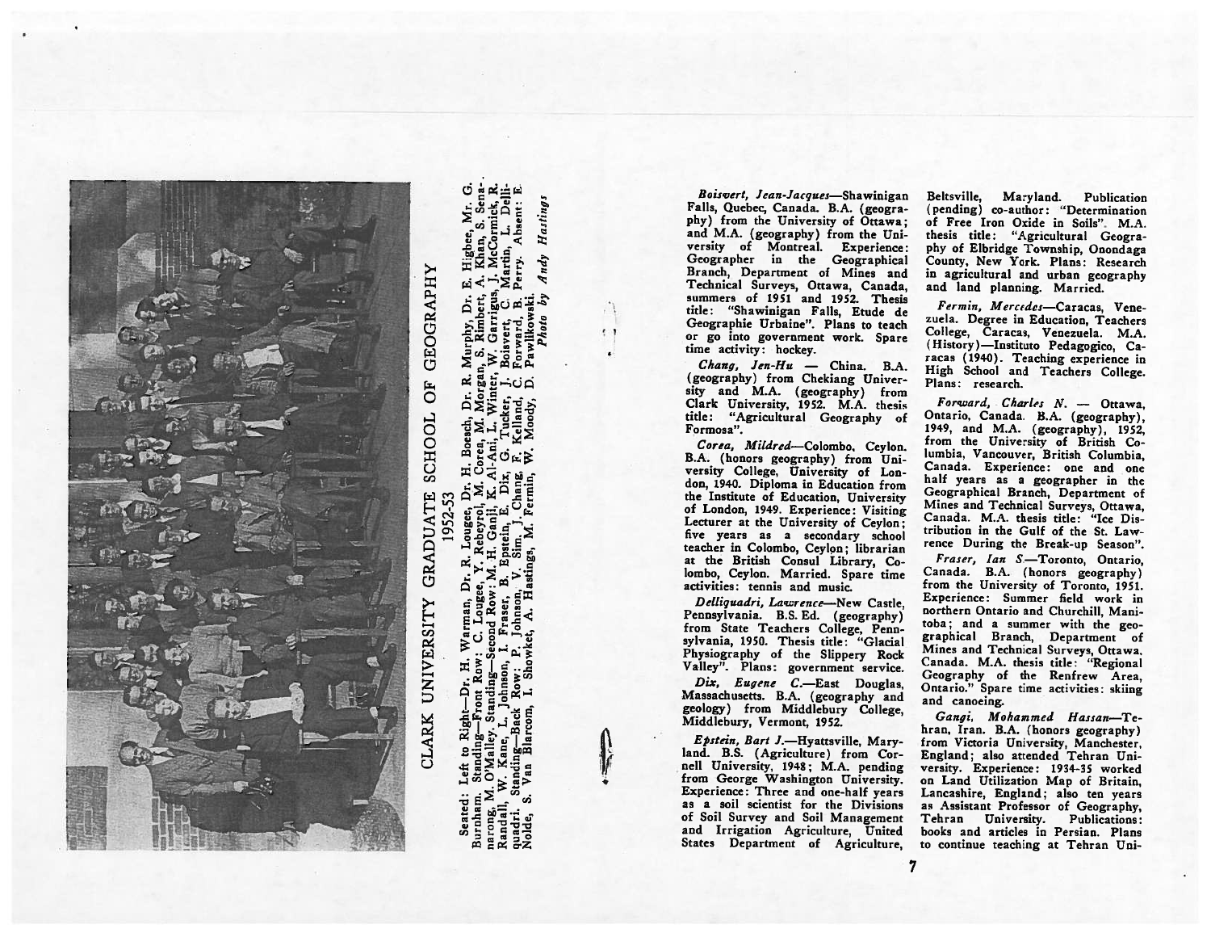# CLARK UNIVERSITY GRADUATE SCHOOL OF GEOGRAPHY

## 1952-53

Seated: Left to Right—Dr. H. Warman, Dr. R. Lougee, Dr. H. Boesch, Dr. R. Murphy, Dr. E. Higbee, Mr. G. Burnham. Standing—Front Row: C. Lougee, Y. Rebeyrol, M. Corea, M. Morgan, S. Rimbert, A. Khan, S. Senanarong, M. O'Malley. Standing—Second Row: M. H. Ganji, K. Al-Ani, L. Winter, W. Garrigus, J. McCormick, R. Randall, W. Kane, L. Johnson, I. Fraser, B. Epstein, E. Dix, G. Tucker, J. Boisvert, C. Martin, L. Delliquadri. Standing—Back Row: P. Johnson, V. Sim, J. Chang, F. Kelland, C. Forward, B. Perry. Absent: E. Nolde, S. Van Blarcom, I. Showket, A. Hastings, M. Fermin, W. Moody, D. Pawlikowski.

*Photo by Andy Hastings*

*Boisvert, Jean-Jacques*—Shawinigan Falls, Quebec, Canada. B.A. (geography) from the University of Ottawa; and M.A. (geography) from the University of Montreal. Experience: Geographer in the Geographical Branch, Department of Mines and Technical Surveys, Ottawa, Canada, summers of 1951 and 1952. Thesis title: "Shawinigan Falls, Etude de Geographie Urbaine". Plans to teach or go into government work. Spare time activity: hockey.

*Chang, Jen-Hu* — China. B.A. (geography) from Chekiang University and M.A. (geography) from Clark University, 1952. M.A. thesis title: "Agricultural Geography of Formosa".

*Corea, Mildred*—Colombo, Ceylon. B.A. (honors geography) from University College, University of London, 1940. Diploma in Education from the Institute of Education, University of London, 1949. Experience: Visiting Lecturer at the University of Ceylon; five years as a secondary school teacher in Colombo, Ceylon; librarian at the British Consul Library, Colombo, Ceylon. Married. Spare time activities: tennis and music.

*Delliquadri, Lawrence*—New Castle, Pennsylvania. B.S. Ed. (geography) from State Teachers College, Pennsylvania, 1950. Thesis title: "Glacial Physiography of the Slippery Rock Valley". Plans: government service.

*Dix, Eugene C.*—East Douglas, Massachusetts. B.A. (geography and geology) from Middlebury College, Middlebury, Vermont, 1952.

*Epstein, Bart J.*—Hyattsville, Maryland. B.S. (Agriculture) from Cornell University, 1948; M.A. pending from George Washington University. Experience: Three and one-half years as a soil scientist for the Divisions of Soil Survey and Soil Management and Irrigation Agriculture, United States Department of Agriculture, Beltsville, Maryland. Publication (pending) co-author: "Determination of Free Iron Oxide in Soils". M.A. thesis title: "Agricultural Geography of Elbridge Township, Onondaga County, New York. Plans: Research in agricultural and urban geography and land planning. Married.

*Fermin, Mercedes*—Caracas, Venezuela. Degree in Education, Teachers College, Caracas, Venezuela. M.A. (History)—Instituto Pedagogico, Caracas (1940). Teaching experience in High School and Teachers College. Plans: research.

*Forward, Charles N.* — Ottawa, Ontario, Canada. B.A. (geography), 1949, and M.A. (geography), 1952, from the University of British Columbia, Vancouver, British Columbia, Canada. Experience: one and one half years as a geographer in the Geographical Branch, Department of Mines and Technical Surveys, Ottawa, Canada. M.A. thesis title: "Ice Distribution in the Gulf of the St. Lawrence During the Break-up Season".

*Fraser, Ian S*—Toronto, Ontario, Canada. B.A. (honors geography) from the University of Toronto, 1951. Experience: Summer field work in northern Ontario and Churchill, Manitoba; and a summer with the geographical Branch, Department of Mines and Technical Surveys, Ottawa. Canada. M.A. thesis title: "Regional Geography of the Renfrew Area, Ontario." Spare time activities: skiing and canoeing.

*Gangi, Mohammed Hassan*—Tehran, Iran. B.A. (honors geography) from Victoria University, Manchester, England; also attended Tehran University. Experience: 1934-35 worked on Land Utilization Map of Britain, Lancashire, England; also ten years as Assistant Professor of Geography, Tehran University. Publications: books and articles in Persian. Plans to continue teaching at Tehran Uni-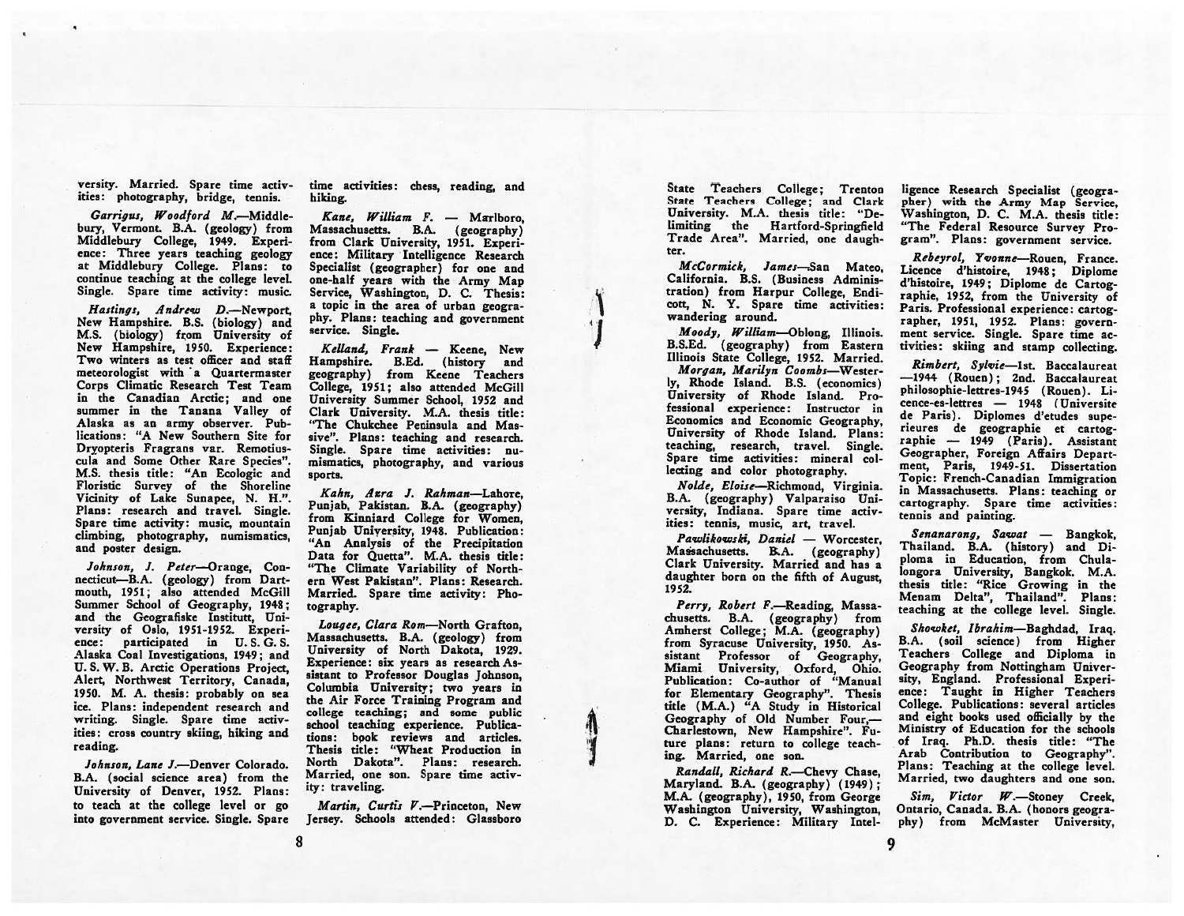versity. Married. Spare time activities: photography, bridge, tennis.

*Garrigus, Woodford M.*—Middlebury, Vermont. B.A. (geology) from Middlebury College, 1949. Experience: Three years teaching geology at Middlebury College. Plans: to continue teaching at the college level. Single. Spare time activity: music.

*Hastings, Andrew D.*—Newport, New Hampshire. B.S. (biology) and M.S. (biology) from University of New Hampshire, 1950. Experience: Two winters as test officer and staff meteorologist with a Quartermaster Corps Climatic Research Test Team in the Canadian Arctic; and one summer in the Tanana Valley of Alaska as an army observer. Publications: "A New Southern Site for Dryopteris Fragrans var. Remotiuscula and Some Other Rare Species". M.S. thesis title: "An Ecologic and Floristic Survey of the Shoreline Vicinity of Lake Sunapee, N. H.". Plans: research and travel. Single. Spare time activity: music, mountain climbing, photography, numismatics, and poster design.

*Johnson, J. Peter*—Orange, Connecticut—B.A. (geology) from Dartmouth, 1951; also attended McGill Summer School of Geography, 1948; and the Geografiske Institutt, University of Oslo, 1951-1952. Experience: participated in U. S. G. S. Alaska Coal Investigations, 1949; and U. S. W. B. Arctic Operations Project, Alert, Northwest Territory, Canada, 1950. M. A. thesis: probably on sea ice. Plans: independent research and writing. Single. Spare time activities: cross country skiing, hiking and reading.

*Johnson, Lane J.*—Denver Colorado. B.A. (social science area) from the University of Denver, 1952. Plans: to teach at the college level or go into government service. Single. Spare time activities: chess, reading, and hiking.

*Kane, William F.* — Marlboro, Massachusetts. B.A. (geography) from Clark University, 1951. Experience: Military Intelligence Research Specialist (geographer) for one and one-half years with the Army Map Service, Washington, D. C. Thesis: a topic in the area of urban geography. Plans: teaching and government service. Single.

*Kelland, Frank* — Keene, New Hampshire. B.Ed. (history and geography) from Keene Teachers College, 1951; also attended McGill University Summer School, 1952 and Clark University. M.A. thesis title: "The Chukchee Peninsula and Massive". Plans: teaching and research. Single. Spare time activities: numismatics, photography, and various sports.

*Kahn, Azra J. Rahman*—Lahore, Punjab, Pakistan. B.A. (geography) from Kinniard College for Women, Punjab University, 1948. Publication: "An Analysis of the Precipitation Data for Quetta". M.A. thesis title: "The Climate Variability of Northern West Pakistan". Plans: Research. Married. Spare time activity: Photography.

*Lougee, Clara Rom*—North Grafton, Massachusetts. B.A. (geology) from University of North Dakota, 1929. Experience: six years as research Assistant to Professor Douglas Johnson, Columbia University; two years in the Air Force Training Program and college teaching; and some public school teaching experience. Publications: book reviews and articles. Thesis title: "Wheat Production in North Dakota". Plans: research. Married, one son. Spare time activity: traveling.

*Martin, Curtis V.*—Princeton, New Jersey. Schools attended: Glassboro State Teachers College; Trenton State Teachers College; and Clark University. M.A. thesis title: "Delimiting the Hartford-Springfield Trade Area". Married, one daughter.

*McCormick, James*—San Mateo, California. B.S. (Business Administration) from Harpur College, Endicott, N. Y. Spare time activities: wandering around.

*Moody, William*—Oblong, Illinois. B.S.Ed. (geography) from Eastern Illinois State College, 1952. Married.

*Morgan, Marilyn Coombs*—Westerly, Rhode Island. B.S. (economics) University of Rhode Island. Professional experience: Instructor in Economics and Economic Geography, University of Rhode Island. Plans: teaching, research, travel. Single. Spare time activities: mineral collecting and color photography.

*Nolde, Eloise*—Richmond, Virginia. B.A. (geography) Valparaiso University, Indiana. Spare time activities: tennis, music, art, travel.

*Pawlikowski, Daniel* — Worcester, Massachusetts. B.A. (geography) Clark University. Married and has a daughter born on the fifth of August, 1952.

*Perry, Robert F.*—Reading, Massachusetts. B.A. (geography) from Amherst College; M.A. (geography) from Syracuse University, 1950. Assistant Professor of Geography, Miami University, Oxford, Ohio. Publication: Co-author of "Manual for Elementary Geography". Thesis title (M.A.) "A Study in Historical Geography of Old Number Four,—Charlestown, New Hampshire". Future plans: return to college teaching. Married, one son.

*Randall, Richard R.*—Chevy Chase, Maryland. B.A. (geography) (1949); M.A. (geography), 1950, from George Washington University, Washington, D. C. Experience: Military Intelligence Research Specialist (geographer) with the Army Map Service, Washington, D. C. M.A. thesis title: "The Federal Resource Survey Program". Plans: government service.

*Rebeyrol, Yvonne*—Rouen, France. Licence d'histoire, 1948; Diplome d'histoire, 1949; Diplome de Cartographie, 1952, from the University of Paris. Professional experience: cartographer, 1951, 1952. Plans: government service. Single. Spare time activities: skiing and stamp collecting.

*Rimbert, Sylvie*—1st. Baccalaureat —1944 (Rouen); 2nd. Baccalaureat philosophie-lettres-1945 (Rouen). Licence-es-lettres — 1948 (Universite de Paris). Diplomes d'etudes superieures de geographie et cartographie — 1949 (Paris). Assistant Geographer, Foreign Affairs Department, Paris, 1949-51. Dissertation Topic: French-Canadian Immigration in Massachusetts. Plans: teaching or cartography. Spare time activities: tennis and painting.

*Senanarong, Sawat* — Bangkok, Thailand. B.A. (history) and Diploma in Education, from Chulalongora University, Bangkok. M.A. thesis title: "Rice Growing in the Menam Delta", Thailand". Plans: teaching at the college level. Single.

*Showket, Ibrahim*—Baghdad, Iraq. B.A. (soil science) from Higher Teachers College and Diploma in Geography from Nottingham University, England. Professional Experience: Taught in Higher Teachers College. Publications: several articles and eight books used officially by the Ministry of Education for the schools of Iraq. Ph.D. thesis title: "The Arab Contribution to Geography". Plans: Teaching at the college level. Married, two daughters and one son.

*Sim, Victor W.*—Stoney Creek, Ontario, Canada. B.A. (honors geography) from McMaster University,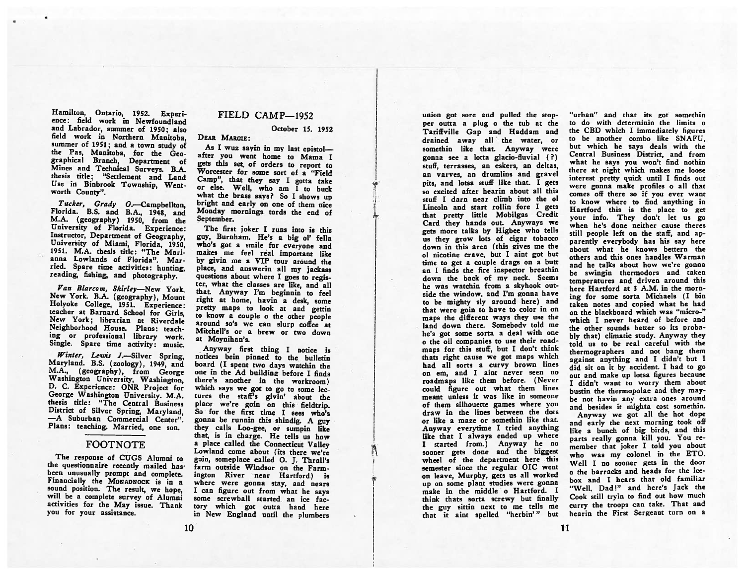Hamilton, Ontario, 1952. Experience: field work in Newfoundland and Labrador, summer of 1950; also field work in Northern Manitoba, summer of 1951; and a town study of the Pas, Manitoba, for the Geographical Branch, Department of Mines and Technical Surveys. B.A. thesis title; "Settlement and Land Use in Binbrook Township, Wentworth County".

*Tucker, Grady O.*—Campbellton, Florida. B.S. and B.A., 1948, and M.A. (geography) 1950, from the University of Florida. Experience: Instructor, Department of Geography, University of Miami, Florida, 1950, 1951. M.A. thesis title: "The Marianna Lowlands of Florida". Married. Spare time activities: hunting, reading, fishing, and photography.

*Van Blarcom, Shirley*—New York, New York. B.A. (geography), Mount Holyoke College, 1951. Experience: teacher at Barnard School for Girls, New York; librarian at Riverdale Neighborhood House. Plans: teaching or professional library work. Single. Spare time activity: music.

*Winter, Lewis J.*—Silver Spring, Maryland. B.S. (zoology), 1949, and M.A., (geography), from George Washington University, Washington, D. C. Experience: ONR Project for George Washington University. M.A. thesis title: "The Central Business District of Silver Spring, Maryland, —A Suburban Commercial Center". Plans: teaching. Married, one son.

## FOOTNOTE

The response of CUGS Alumni to the questionnaire recently mailed has been unusually prompt and complete. Financially the MONADNOCK is in a sound position. The result, we hope, will be a complete survey of Alumni activities for the May issue. Thank you for your assistance.

## FIELD CAMP—1952

October 15, 1952

DEAR MARGIE:

As I wuz sayin in my last epistol—after you went home to Mama I gets this set of orders to report to Worcester for some sort of a "Field Camp", that they say I gotta take or else. Well, who am I to buck what the brass says? So I shows up bright and early on one of them nice Monday mornings tords the end of September.

The first joker I runs into is this guy, Burnham. He's a big ol' fella who's got a smile for everyone and makes me feel real important like by givin me a VIP tour around the place, and answerin all my jackass questions about where I goes to register, what the classes are like, and all that. Anyway I'm beginnin to feel right at home, havin a desk, some pretty maps to look at and gettin to know a couple o the other people around so's we can slurp coffee at Mitchell's or a brew or two down at Moynihan's.

Anyway first thing I notice is notices bein pinned to the bulletin board (I spent two days watchin the one in the Ad building before I finds there's another in the workroom) which says we got to go to some lectures the staff's givin' about the place we're goin on this fieldtrip. So for the first time I sees who's gonna be runnin this shindig. A guy they calls Loo-gee, or sumpin like that, is in charge. He tells us how a place called the Connecticut Valley Lowland come about (its there we're goin, someplace called O. J. Thrall's farm outside Windsor on the Farmington River near Hartford) is where were gonna stay, and nears I can figure out from what he says some screwball started an ice factory which got outta hand here in New England until the plumbers union got sore and pulled the stopper outta a plug o the tub at the Tariffville Gap and Haddam and drained away all the water, or somethin like that. Anyway were gonna see a lotta glacio-fluvial (?) stuff, terrasses, an eskers, an deltas, an varves, an drumlins and gravel pits, and lotsa stuff like that. I gets so excited after hearin about all this stuff I darn near climb into the ol Lincoln and start rollin fore I gets that pretty little Mobilgas Credit Card they hands out. Anyways we gets more talks by Higbee who tells us they grow lots of cigar tobacco down in this area (this gives me the ol nicotine crave, but I aint got but time to get a couple drags on a butt an I finds the fire inspector breathin down the back of my neck. Seems he was watchin from a skyhook outside the window. and I'm gonna have to be mighty sly around here) and that were goin to have to color in on maps the different ways they use the land down there. Somebody told me he's got some sorta a deal with one o the oil companies to use their roadmaps for this stuff, but I don't think thats right cause we got maps which had all sorts a curvy brown lines on em, and I aint never seen no roadmaps like them before. (Never could figure out what them lines meant unless it was like in someone of them silhouette games where you draw in the lines between the dots or like a maze or somethin like that. Anyway everytime I tried anything like that I always ended up where I started from.) Anyway he no sooner gets done and the biggest wheel of the department here this semester since the regular OIC went on leave, Murphy, gets us all worked up on some plant studies were gonna make in the middle o Hartford. I think thats sorta screwy but finally the guy sittin next to me tells me that it aint spelled "herbin'" but "urban" and that its got somethin to do with determinin the limits o the CBD which I immediately figures to be another combo like SNAFU, but which he says deals with the Central Business District, and from what he says you won't find nothin there at night which makes me loose interest pretty quick until I finds out were gonna make profiles o all that comes off there so if you ever want to know where to find anything in Hartford this is the place to get your info. They don't let us go when he's done neither cause theres still people left on the staff, and apparently everybody has his say here about what he knows bettern the others and this ones handles Warman and he talks about how we're gonna be swingin thermodors and taken temperatures and driven around this here Hartford at 3 A.M. in the morning for some sorta Michaels (I bin taken notes and copied what he had on the blackboard which was "micro-" which I never heard of before and the other sounds better so its probably that) climatic study. Anyway they told us to be real careful with the thermographers and not bang them against anything and I didn't but I did sit on it by accident. I had to go out and make up lotsa figures because I didn't want to worry them about bustin the thermopolae and they maybe not havin any extra ones around and besides it mighta cost somethin.

Anyway we got all the hot dope and early the next morning took off like a bunch of big birds, and this parts really gonna kill you. You remember that joker I told you about who was my colonel in the ETO. Well I no sooner gets in the door o the barracks and heads for the icebox and I hears that old familiar "Well, Dad!" and here's Jack the Cook still tryin to find out how much curry the troops can take. That and hearin the First Sergeant turn on a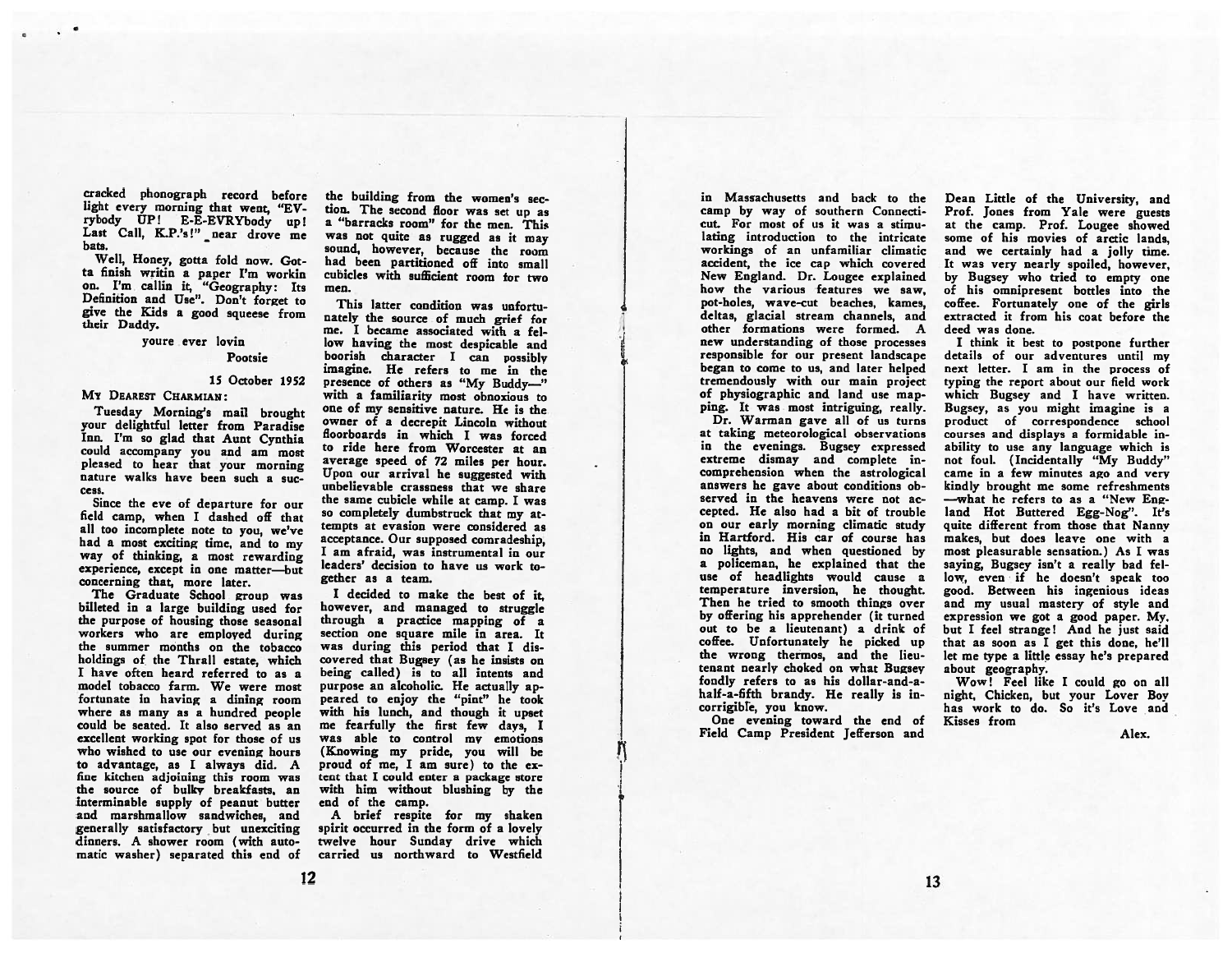cracked phonograph record before light every morning that went, "EV-rybody UP! E-E-EVRYbody up! Last Call, K.P.'s!" near drove me bats.

Well, Honey, gotta fold now. Gotta finish writin a paper I'm workin on. I'm callin it, "Geography: Its Definition and Use". Don't forget to give the Kids a good squeese from their Daddy.

youre ever lovin

Pootsie

15 October 1952

MY DEAREST CHARMIAN:

Tuesday Morning's mail brought your delightful letter from Paradise Inn. I'm so glad that Aunt Cynthia could accompany you and am most pleased to hear that your morning nature walks have been such a success.

Since the eve of departure for our field camp, when I dashed off that all too incomplete note to you, we've had a most exciting time, and to my way of thinking, a most rewarding experience, except in one matter—but concerning that, more later.

The Graduate School group was billeted in a large building used for the purpose of housing those seasonal workers who are employed during the summer months on the tobacco holdings of the Thrall estate, which I have often heard referred to as a model tobacco farm. We were most fortunate in having a dining room where as many as a hundred people could be seated. It also served as an excellent working spot for those of us who wished to use our evening hours to advantage, as I always did. A fine kitchen adjoining this room was the source of bulky breakfasts, an interminable supply of peanut butter and marshmallow sandwiches, and generally satisfactory but unexciting dinners. A shower room (with automatic washer) separated this end of the building from the women's section. The second floor was set up as a "barracks room" for the men. This was not quite as rugged as it may sound, however, because the room had been partitioned off into small cubicles with sufficient room for two men.

This latter condition was unfortunately the source of much grief for me. I became associated with a fellow having the most despicable and boorish character I can possibly imagine. He refers to me in the presence of others as "My Buddy—" with a familiarity most obnoxious to one of my sensitive nature. He is the owner of a decrepit Lincoln without floorboards in which I was forced to ride here from Worcester at an average speed of 72 miles per hour. Upon our arrival he suggested with unbelievable crassness that we share the same cubicle while at camp. I was so completely dumbstruck that my attempts at evasion were considered as acceptance. Our supposed comradeship, I am afraid, was instrumental in our leaders' decision to have us work together as a team.

I decided to make the best of it, however, and managed to struggle through a practice mapping of a section one square mile in area. It was during this period that I discovered that Bugsey (as he insists on being called) is to all intents and purpose an alcoholic. He actually appeared to enjoy the "pint" he took with his lunch, and though it upset me fearfully the first few days, I was able to control my emotions (Knowing my pride, you will be proud of me, I am sure) to the extent that I could enter a package store with him without blushing by the end of the camp.

A brief respite for my shaken spirit occurred in the form of a lovely twelve hour Sunday drive which carried us northward to Westfield in Massachusetts and back to the camp by way of southern Connecticut. For most of us it was a stimulating introduction to the intricate workings of an unfamiliar climatic accident, the ice cap which covered New England. Dr. Lougee explained how the various features we saw, pot-holes, wave-cut beaches, kames, deltas, glacial stream channels, and other formations were formed. A new understanding of those processes responsible for our present landscape began to come to us, and later helped tremendously with our main project of physiographic and land use mapping. It was most intriguing, really.

Dr. Warman gave all of us turns at taking meteorological observations in the evenings. Bugsey expressed extreme dismay and complete incomprehension when the astrological answers he gave about conditions observed in the heavens were not accepted. He also had a bit of trouble on our early morning climatic study in Hartford. His car of course has no lights, and when questioned by a policeman, he explained that the use of headlights would cause a temperature inversion, he thought. Then he tried to smooth things over by offering his apprehender (it turned out to be a lieutenant) a drink of coffee. Unfortunately he picked up the wrong thermos, and the lieutenant nearly choked on what Bugsey fondly refers to as his dollar-and-a-half-a-fifth brandy. He really is incorrigible, you know.

One evening toward the end of Field Camp President Jefferson and Dean Little of the University, and Prof. Jones from Yale were guests at the camp. Prof. Lougee showed some of his movies of arctic lands, and we certainly had a jolly time. It was very nearly spoiled, however, by Bugsey who tried to empty one of his omnipresent bottles into the coffee. Fortunately one of the girls extracted it from his coat before the deed was done.

I think it best to postpone further details of our adventures until my next letter. I am in the process of typing the report about our field work which Bugsey and I have written. Bugsey, as you might imagine is a product of correspondence school courses and displays a formidable inability to use any language which is not foul. (Incidentally "My Buddy" came in a few minutes ago and very kindly brought me some refreshments —what he refers to as a "New England Hot Buttered Egg-Nog". It's quite different from those that Nanny makes, but does leave one with a most pleasurable sensation.) As I was saying, Bugsey isn't a really bad fellow, even if he doesn't speak too good. Between his ingenious ideas and my usual mastery of style and expression we got a good paper. My, but I feel strange! And he just said that as soon as I get this done, he'll let me type a little essay he's prepared about geography.

Wow! Feel like I could go on all night, Chicken, but your Lover Boy has work to do. So it's Love and Kisses from

Alex.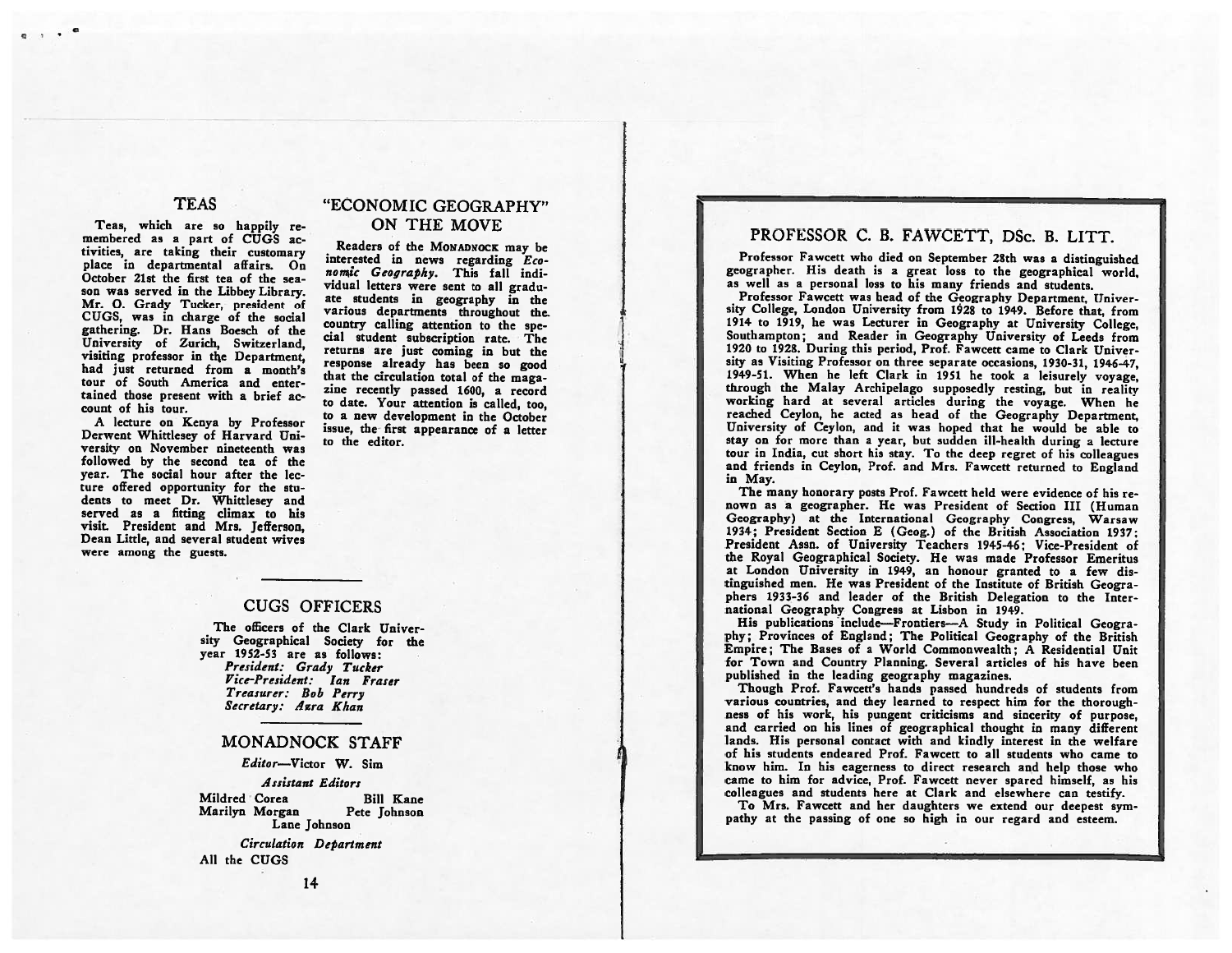## TEAS

Teas, which are so happily remembered as a part of CUGS activities, are taking their customary place in departmental affairs. On October 21st the first tea of the season was served in the Libbey Library. Mr. O. Grady Tucker, president of CUGS, was in charge of the social gathering. Dr. Hans Boesch of the University of Zurich, Switzerland, visiting professor in the Department, had just returned from a month's tour of South America and entertained those present with a brief account of his tour.

A lecture on Kenya by Professor Derwent Whittlesey of Harvard University on November nineteenth was followed by the second tea of the year. The social hour after the lecture offered opportunity for the students to meet Dr. Whittlesey and served as a fitting climax to his visit. President and Mrs. Jefferson, Dean Little, and several student wives were among the guests.

## "ECONOMIC GEOGRAPHY" ON THE MOVE

Readers of the MONADNOCK may be interested in news regarding *Economic Geography*. This fall individual letters were sent to all graduate students in geography in the various departments throughout the country calling attention to the special student subscription rate. The returns are just coming in but the response already has been so good that the circulation total of the magazine recently passed 1600, a record to date. Your attention is called, too, to a new development in the October issue, the first appearance of a letter to the editor.

## CUGS OFFICERS

The officers of the Clark University Geographical Society for the year 1952-53 are as follows:

*President: Grady Tucker*
*Vice-President: Ian Fraser*
*Treasurer: Bob Perry*
*Secretary: Azra Khan*

## MONADNOCK STAFF

*Editor*—Victor W. Sim

*Assistant Editors*

Mildred Corea, Bill Kane, Marilyn Morgan, Pete Johnson, Lane Johnson

*Circulation Department*

All the CUGS

## PROFESSOR C. B. FAWCETT, DSc. B. LITT.

Professor Fawcett who died on September 28th was a distinguished geographer. His death is a great loss to the geographical world, as well as a personal loss to his many friends and students.

Professor Fawcett was head of the Geography Department, University College, London University from 1928 to 1949. Before that, from 1914 to 1919, he was Lecturer in Geography at University College, Southampton; and Reader in Geography University of Leeds from 1920 to 1928. During this period, Prof. Fawcett came to Clark University as Visiting Professor on three separate occasions, 1930-31, 1946-47, 1949-51. When he left Clark in 1951 he took a leisurely voyage, through the Malay Archipelago supposedly resting, but in reality working hard at several articles during the voyage. When he reached Ceylon, he acted as head of the Geography Department, University of Ceylon, and it was hoped that he would be able to stay on for more than a year, but sudden ill-health during a lecture tour in India, cut short his stay. To the deep regret of his colleagues and friends in Ceylon, Prof. and Mrs. Fawcett returned to England in May.

The many honorary posts Prof. Fawcett held were evidence of his renown as a geographer. He was President of Section III (Human Geography) at the International Geography Congress, Warsaw 1934; President Section E (Geog.) of the British Association 1937; President Assn. of University Teachers 1945-46; Vice-President of the Royal Geographical Society. He was made Professor Emeritus at London University in 1949, an honour granted to a few distinguished men. He was President of the Institute of British Geographers 1933-36 and leader of the British Delegation to the International Geography Congress at Lisbon in 1949.

His publications include—Frontiers—A Study in Political Geography; Provinces of England; The Political Geography of the British Empire; The Bases of a World Commonwealth; A Residential Unit for Town and Country Planning. Several articles of his have been published in the leading geography magazines.

Though Prof. Fawcett's hands passed hundreds of students from various countries, and they learned to respect him for the thoroughness of his work, his pungent criticisms and sincerity of purpose, and carried on his lines of geographical thought in many different lands. His personal contact with and kindly interest in the welfare of his students endeared Prof. Fawcett to all students who came to know him. In his eagerness to direct research and help those who came to him for advice, Prof. Fawcett never spared himself, as his colleagues and students here at Clark and elsewhere can testify.

To Mrs. Fawcett and her daughters we extend our deepest sympathy at the passing of one so high in our regard and esteem.